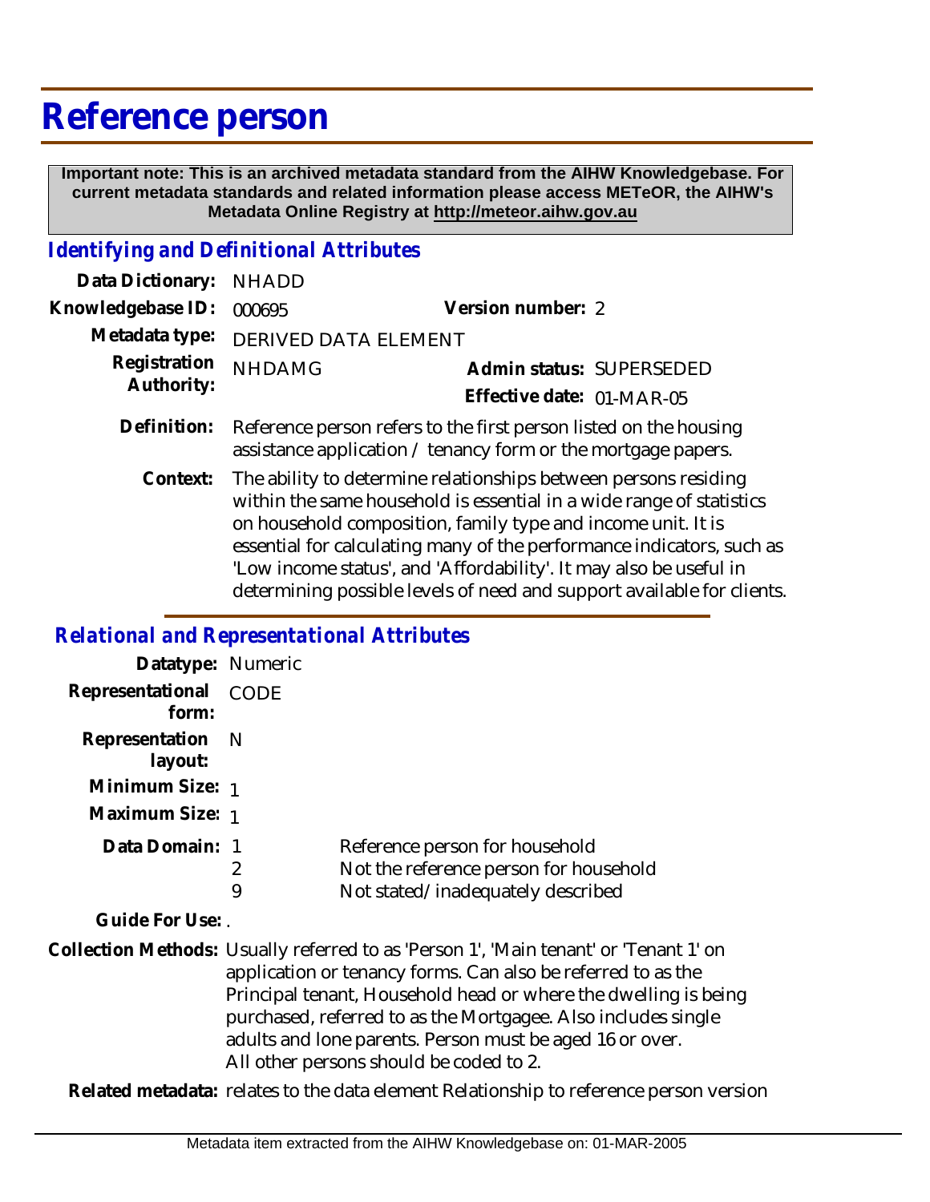# Reference person

**Important note: This is an archived metadata standard from the AIHW Knowledgebase. For current metadata standards and related information please access METeOR, the AIHW's Metadata Online Registry at http://meteor.aihw.gov.au**

## *Identifying and Definitional Attributes*

**Data Dictionary:** NHADD

**Knowledgebase ID:** 000695 **Version number:** 2

**Metadata type:** DERIVED DATA ELEMENT

**Registration Authority:** NHDAMG **Admin status:** SUPERSEDED

**Effective date:** 01-MAR-05

**Definition:** Reference person refers to the first person listed on the housing assistance application / tenancy form or the mortgage papers.

**Context:** The ability to determine relationships between persons residing within the same household is essential in a wide range of statistics on household composition, family type and income unit. It is essential for calculating many of the performance indicators, such as 'Low income status', and 'Affordability'. It may also be useful in determining possible levels of need and support available for clients.

## *Relational and Representational Attributes*

**Datatype:** Numeric

**Representational form:** CODE

**Representation layout:** N

**Minimum Size:** 1

**Maximum Size:** 1

**Data Domain:**

| | |
|---|---|
| 1 | Reference person for household |
| 2 | Not the reference person for household |
| 9 | Not stated/inadequately described |

**Guide For Use:** .

**Collection Methods:** Usually referred to as 'Person 1', 'Main tenant' or 'Tenant 1' on application or tenancy forms. Can also be referred to as the Principal tenant, Household head or where the dwelling is being purchased, referred to as the Mortgagee. Also includes single adults and lone parents. Person must be aged 16 or over. All other persons should be coded to 2.

**Related metadata:** relates to the data element Relationship to reference person version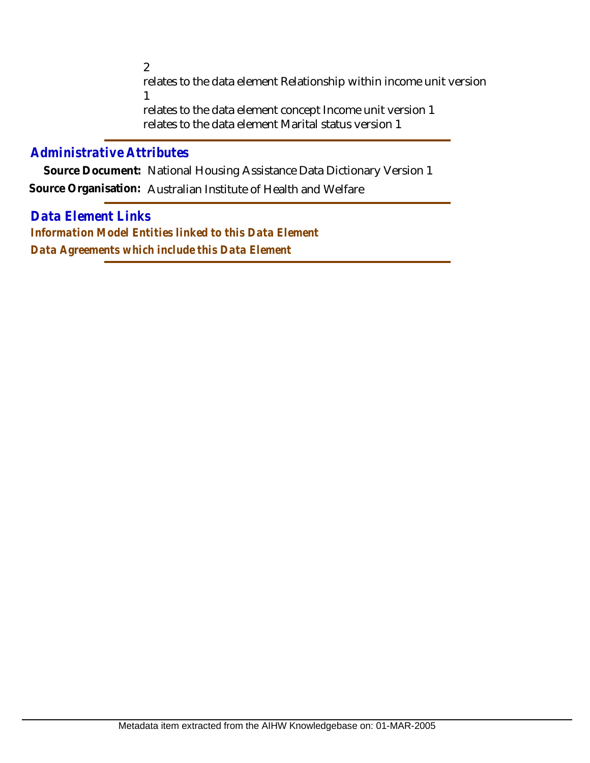2
relates to the data element Relationship within income unit version 1
relates to the data element concept Income unit version 1
relates to the data element Marital status version 1

## Administrative Attributes

**Source Document:** National Housing Assistance Data Dictionary Version 1

**Source Organisation:** Australian Institute of Health and Welfare

## Data Element Links

***Information Model Entities linked to this Data Element***

***Data Agreements which include this Data Element***